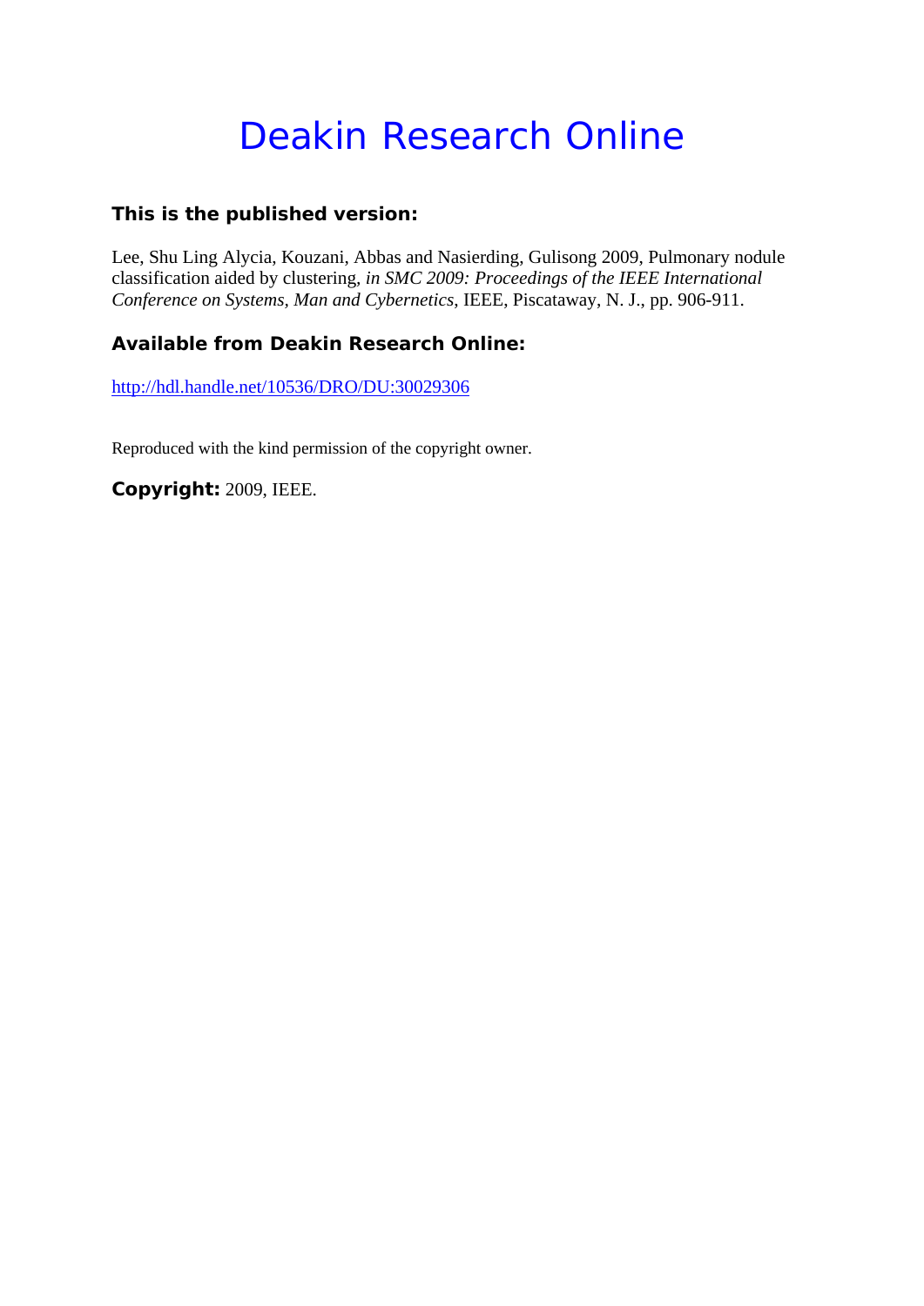# Deakin Research Online

**This is the published version:**

Lee, Shu Ling Alycia, Kouzani, Abbas and Nasierding, Gulisong 2009, Pulmonary nodule classification aided by clustering, *in SMC 2009: Proceedings of the IEEE International Conference on Systems, Man and Cybernetics*, IEEE, Piscataway, N. J., pp. 906-911.

**Available from Deakin Research Online:**

http://hdl.handle.net/10536/DRO/DU:30029306

Reproduced with the kind permission of the copyright owner.

**Copyright:** 2009, IEEE.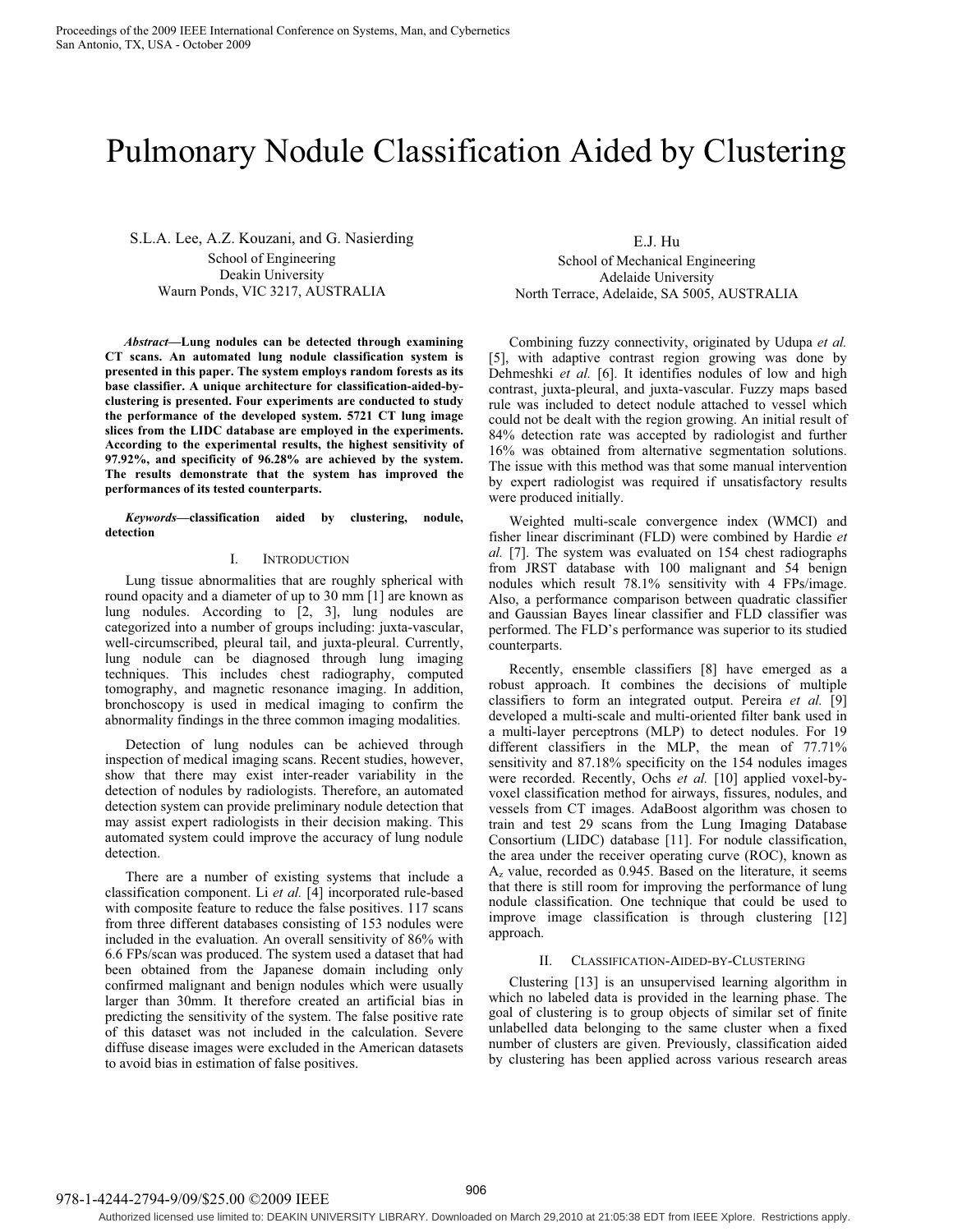# Pulmonary Nodule Classification Aided by Clustering

S.L.A. Lee, A.Z. Kouzani, and G. Nasierding
School of Engineering
Deakin University
Waurn Ponds, VIC 3217, AUSTRALIA

E.J. Hu
School of Mechanical Engineering
Adelaide University
North Terrace, Adelaide, SA 5005, AUSTRALIA

***Abstract*—Lung nodules can be detected through examining CT scans. An automated lung nodule classification system is presented in this paper. The system employs random forests as its base classifier. A unique architecture for classification-aided-by-clustering is presented. Four experiments are conducted to study the performance of the developed system. 5721 CT lung image slices from the LIDC database are employed in the experiments. According to the experimental results, the highest sensitivity of 97.92%, and specificity of 96.28% are achieved by the system. The results demonstrate that the system has improved the performances of its tested counterparts.**

***Keywords*—classification aided by clustering, nodule, detection**

## I. Introduction

Lung tissue abnormalities that are roughly spherical with round opacity and a diameter of up to 30 mm [1] are known as lung nodules. According to [2, 3], lung nodules are categorized into a number of groups including: juxta-vascular, well-circumscribed, pleural tail, and juxta-pleural. Currently, lung nodule can be diagnosed through lung imaging techniques. This includes chest radiography, computed tomography, and magnetic resonance imaging. In addition, bronchoscopy is used in medical imaging to confirm the abnormality findings in the three common imaging modalities.

Detection of lung nodules can be achieved through inspection of medical imaging scans. Recent studies, however, show that there may exist inter-reader variability in the detection of nodules by radiologists. Therefore, an automated detection system can provide preliminary nodule detection that may assist expert radiologists in their decision making. This automated system could improve the accuracy of lung nodule detection.

There are a number of existing systems that include a classification component. Li *et al.* [4] incorporated rule-based with composite feature to reduce the false positives. 117 scans from three different databases consisting of 153 nodules were included in the evaluation. An overall sensitivity of 86% with 6.6 FPs/scan was produced. The system used a dataset that had been obtained from the Japanese domain including only confirmed malignant and benign nodules which were usually larger than 30mm. It therefore created an artificial bias in predicting the sensitivity of the system. The false positive rate of this dataset was not included in the calculation. Severe diffuse disease images were excluded in the American datasets to avoid bias in estimation of false positives.

Combining fuzzy connectivity, originated by Udupa *et al.* [5], with adaptive contrast region growing was done by Dehmeshki *et al.* [6]. It identifies nodules of low and high contrast, juxta-pleural, and juxta-vascular. Fuzzy maps based rule was included to detect nodule attached to vessel which could not be dealt with the region growing. An initial result of 84% detection rate was accepted by radiologist and further 16% was obtained from alternative segmentation solutions. The issue with this method was that some manual intervention by expert radiologist was required if unsatisfactory results were produced initially.

Weighted multi-scale convergence index (WMCI) and fisher linear discriminant (FLD) were combined by Hardie *et al.* [7]. The system was evaluated on 154 chest radiographs from JRST database with 100 malignant and 54 benign nodules which result 78.1% sensitivity with 4 FPs/image. Also, a performance comparison between quadratic classifier and Gaussian Bayes linear classifier and FLD classifier was performed. The FLD's performance was superior to its studied counterparts.

Recently, ensemble classifiers [8] have emerged as a robust approach. It combines the decisions of multiple classifiers to form an integrated output. Pereira *et al.* [9] developed a multi-scale and multi-oriented filter bank used in a multi-layer perceptrons (MLP) to detect nodules. For 19 different classifiers in the MLP, the mean of 77.71% sensitivity and 87.18% specificity on the 154 nodules images were recorded. Recently, Ochs *et al.* [10] applied voxel-by-voxel classification method for airways, fissures, nodules, and vessels from CT images. AdaBoost algorithm was chosen to train and test 29 scans from the Lung Imaging Database Consortium (LIDC) database [11]. For nodule classification, the area under the receiver operating curve (ROC), known as $A_z$ value, recorded as 0.945. Based on the literature, it seems that there is still room for improving the performance of lung nodule classification. One technique that could be used to improve image classification is through clustering [12] approach.

## II. Classification-Aided-by-Clustering

Clustering [13] is an unsupervised learning algorithm in which no labeled data is provided in the learning phase. The goal of clustering is to group objects of similar set of finite unlabelled data belonging to the same cluster when a fixed number of clusters are given. Previously, classification aided by clustering has been applied across various research areas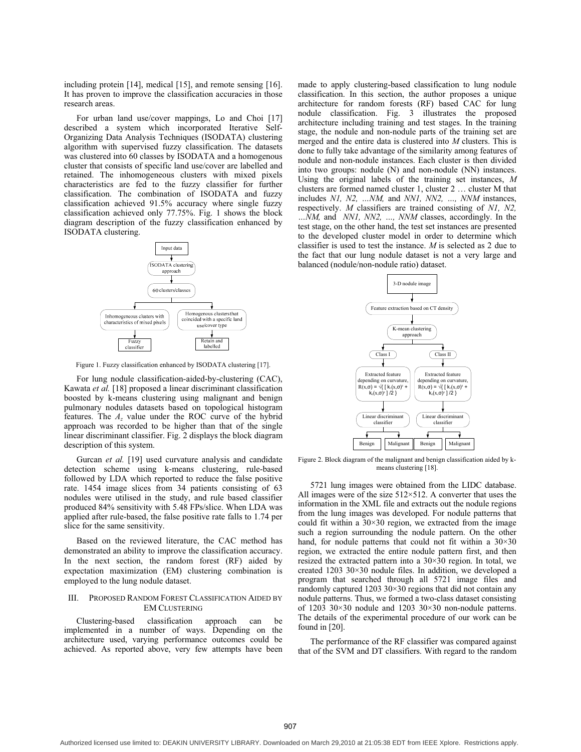including protein [14], medical [15], and remote sensing [16]. It has proven to improve the classification accuracies in those research areas.

For urban land use/cover mappings, Lo and Choi [17] described a system which incorporated Iterative Self-Organizing Data Analysis Techniques (ISODATA) clustering algorithm with supervised fuzzy classification. The datasets was clustered into 60 classes by ISODATA and a homogenous cluster that consists of specific land use/cover are labelled and retained. The inhomogeneous clusters with mixed pixels characteristics are fed to the fuzzy classifier for further classification. The combination of ISODATA and fuzzy classification achieved 91.5% accuracy where single fuzzy classification achieved only 77.75%. Fig. 1 shows the block diagram description of the fuzzy classification enhanced by ISODATA clustering.

Input data → ISODATA clustering approach → 60 clusters/classes → Inhomogeneous clusters with characteristics of mixed pixels → Fuzzy classifier; Homogenous clusters that coincided with a specific land use/cover type → Retain and labelled

Figure 1. Fuzzy classification enhanced by ISODATA clustering [17].

For lung nodule classification-aided-by-clustering (CAC), Kawata *et al.* [18] proposed a linear discriminant classification boosted by k-means clustering using malignant and benign pulmonary nodules datasets based on topological histogram features. The $A_z$ value under the ROC curve of the hybrid approach was recorded to be higher than that of the single linear discriminant classifier. Fig. 2 displays the block diagram description of this system.

Gurcan *et al.* [19] used curvature analysis and candidate detection scheme using k-means clustering, rule-based followed by LDA which reported to reduce the false positive rate. 1454 image slices from 34 patients consisting of 63 nodules were utilised in the study, and rule based classifier produced 84% sensitivity with 5.48 FPs/slice. When LDA was applied after rule-based, the false positive rate falls to 1.74 per slice for the same sensitivity.

Based on the reviewed literature, the CAC method has demonstrated an ability to improve the classification accuracy. In the next section, the random forest (RF) aided by expectation maximization (EM) clustering combination is employed to the lung nodule dataset.

## III. Proposed Random Forest Classification Aided by EM Clustering

Clustering-based classification approach can be implemented in a number of ways. Depending on the architecture used, varying performance outcomes could be achieved. As reported above, very few attempts have been made to apply clustering-based classification to lung nodule classification. In this section, the author proposes a unique architecture for random forests (RF) based CAC for lung nodule classification. Fig. 3 illustrates the proposed architecture including training and test stages. In the training stage, the nodule and non-nodule parts of the training set are merged and the entire data is clustered into *M* clusters. This is done to fully take advantage of the similarity among features of nodule and non-nodule instances. Each cluster is then divided into two groups: nodule (N) and non-nodule (NN) instances. Using the original labels of the training set instances, *M* clusters are formed named cluster 1, cluster 2 … cluster M that includes *N1, N2, …NM,* and *NN1, NN2, …, NNM* instances, respectively. *M* classifiers are trained consisting of *N1, N2, …NM,* and *NN1, NN2, …, NNM* classes, accordingly. In the test stage, on the other hand, the test set instances are presented to the developed cluster model in order to determine which classifier is used to test the instance. *M* is selected as 2 due to the fact that our lung nodule dataset is not a very large and balanced (nodule/non-nodule ratio) dataset.

3-D nodule image → Feature extraction based on CT density → K-mean clustering approach → Class I / Class II → Extracted feature depending on curvature, $R(x,\sigma) = \sqrt{\{ [ k_1(x,\sigma)^2 + k_2(x,\sigma)^2 ] /2 \}}$ → Linear discriminant classifier → Benign / Malignant

Figure 2. Block diagram of the malignant and benign classification aided by k-means clustering [18].

5721 lung images were obtained from the LIDC database. All images were of the size 512×512. A converter that uses the information in the XML file and extracts out the nodule regions from the lung images was developed. For nodule patterns that could fit within a 30×30 region, we extracted from the image such a region surrounding the nodule pattern. On the other hand, for nodule patterns that could not fit within a 30×30 region, we extracted the entire nodule pattern first, and then resized the extracted pattern into a 30×30 region. In total, we created 1203 30×30 nodule files. In addition, we developed a program that searched through all 5721 image files and randomly captured 1203 30×30 regions that did not contain any nodule patterns. Thus, we formed a two-class dataset consisting of 1203 30×30 nodule and 1203 30×30 non-nodule patterns. The details of the experimental procedure of our work can be found in [20].

The performance of the RF classifier was compared against that of the SVM and DT classifiers. With regard to the random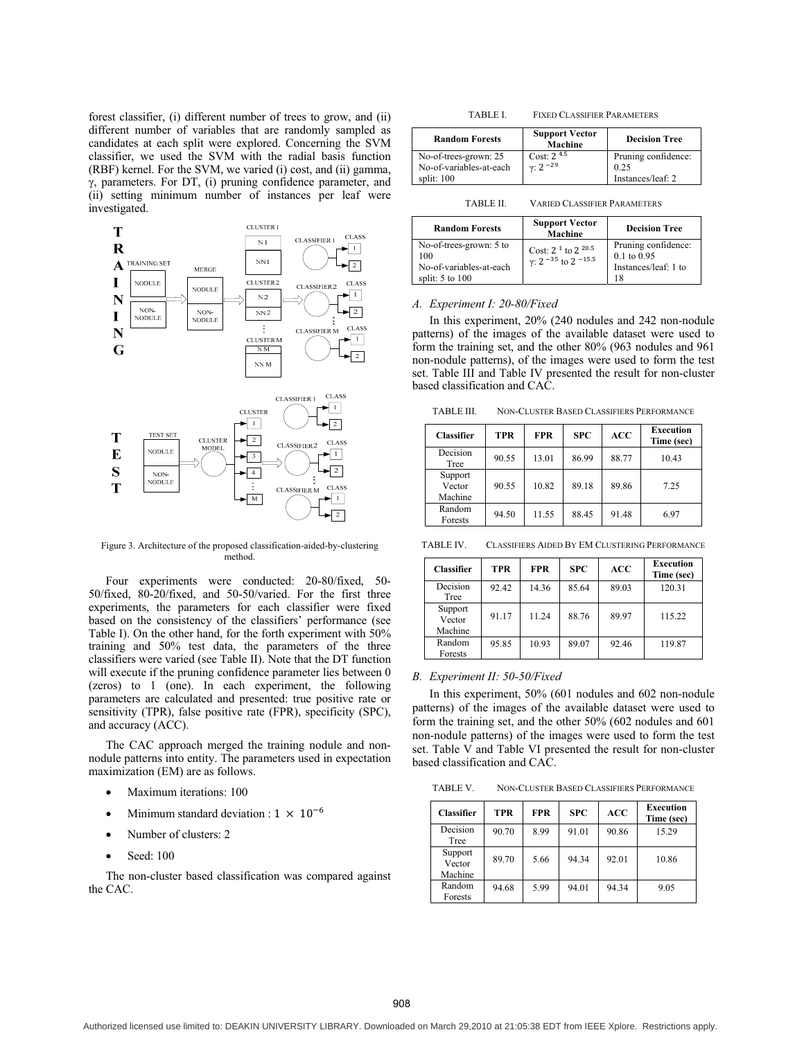forest classifier, (i) different number of trees to grow, and (ii) different number of variables that are randomly sampled as candidates at each split were explored. Concerning the SVM classifier, we used the SVM with the radial basis function (RBF) kernel. For the SVM, we varied (i) cost, and (ii) gamma, γ, parameters. For DT, (i) pruning confidence parameter, and (ii) setting minimum number of instances per leaf were investigated.

Figure 3. Architecture of the proposed classification-aided-by-clustering method.

Four experiments were conducted: 20-80/fixed, 50-50/fixed, 80-20/fixed, and 50-50/varied. For the first three experiments, the parameters for each classifier were fixed based on the consistency of the classifiers' performance (see Table I). On the other hand, for the forth experiment with 50% training and 50% test data, the parameters of the three classifiers were varied (see Table II). Note that the DT function will execute if the pruning confidence parameter lies between 0 (zeros) to 1 (one). In each experiment, the following parameters are calculated and presented: true positive rate or sensitivity (TPR), false positive rate (FPR), specificity (SPC), and accuracy (ACC).

The CAC approach merged the training nodule and non-nodule patterns into entity. The parameters used in expectation maximization (EM) are as follows.

- Maximum iterations: 100
- Minimum standard deviation : $1 \times 10^{-6}$
- Number of clusters: 2
- Seed: 100

The non-cluster based classification was compared against the CAC.

TABLE I. FIXED CLASSIFIER PARAMETERS

| Random Forests | Support Vector Machine | Decision Tree |
|---|---|---|
| No-of-trees-grown: 25<br>No-of-variables-at-each split: 100 | Cost: $2^{4.5}$<br>γ: $2^{-29}$ | Pruning confidence: 0.25<br>Instances/leaf: 2 |

TABLE II. VARIED CLASSIFIER PARAMETERS

| Random Forests | Support Vector Machine | Decision Tree |
|---|---|---|
| No-of-trees-grown: 5 to 100<br>No-of-variables-at-each split: 5 to 100 | Cost: $2^{1}$ to $2^{20.5}$<br>γ: $2^{-35}$ to $2^{-15.5}$ | Pruning confidence: 0.1 to 0.95<br>Instances/leaf: 1 to 18 |

### *A. Experiment I: 20-80/Fixed*

In this experiment, 20% (240 nodules and 242 non-nodule patterns) of the images of the available dataset were used to form the training set, and the other 80% (963 nodules and 961 non-nodule patterns), of the images were used to form the test set. Table III and Table IV presented the result for non-cluster based classification and CAC.

TABLE III. NON-CLUSTER BASED CLASSIFIERS PERFORMANCE

| Classifier | TPR | FPR | SPC | ACC | Execution Time (sec) |
|---|---|---|---|---|---|
| Decision Tree | 90.55 | 13.01 | 86.99 | 88.77 | 10.43 |
| Support Vector Machine | 90.55 | 10.82 | 89.18 | 89.86 | 7.25 |
| Random Forests | 94.50 | 11.55 | 88.45 | 91.48 | 6.97 |

TABLE IV. CLASSIFIERS AIDED BY EM CLUSTERING PERFORMANCE

| Classifier | TPR | FPR | SPC | ACC | Execution Time (sec) |
|---|---|---|---|---|---|
| Decision Tree | 92.42 | 14.36 | 85.64 | 89.03 | 120.31 |
| Support Vector Machine | 91.17 | 11.24 | 88.76 | 89.97 | 115.22 |
| Random Forests | 95.85 | 10.93 | 89.07 | 92.46 | 119.87 |

### *B. Experiment II: 50-50/Fixed*

In this experiment, 50% (601 nodules and 602 non-nodule patterns) of the images of the available dataset were used to form the training set, and the other 50% (602 nodules and 601 non-nodule patterns) of the images were used to form the test set. Table V and Table VI presented the result for non-cluster based classification and CAC.

TABLE V. NON-CLUSTER BASED CLASSIFIERS PERFORMANCE

| Classifier | TPR | FPR | SPC | ACC | Execution Time (sec) |
|---|---|---|---|---|---|
| Decision Tree | 90.70 | 8.99 | 91.01 | 90.86 | 15.29 |
| Support Vector Machine | 89.70 | 5.66 | 94.34 | 92.01 | 10.86 |
| Random Forests | 94.68 | 5.99 | 94.01 | 94.34 | 9.05 |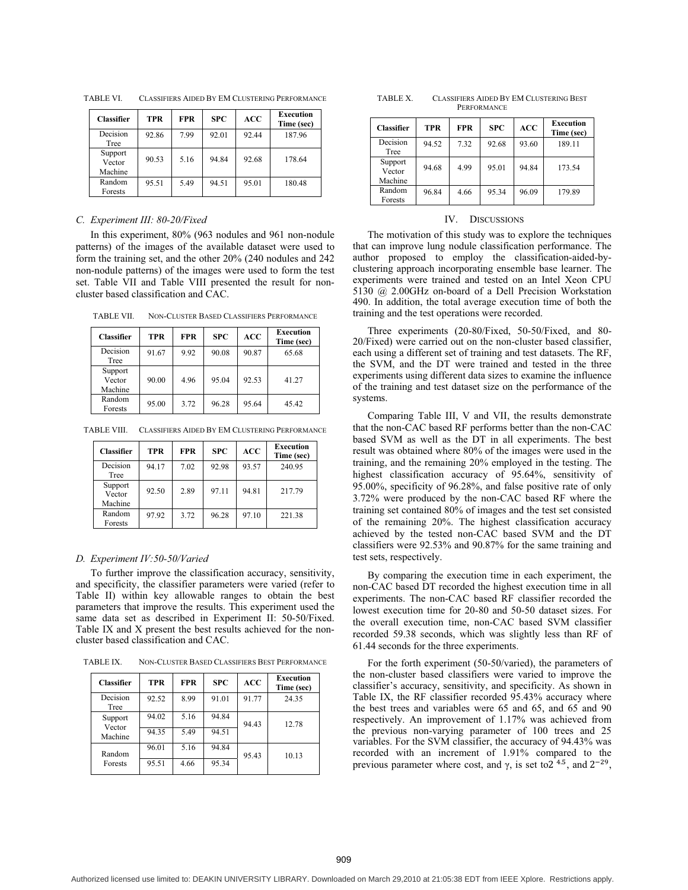TABLE VI. CLASSIFIERS AIDED BY EM CLUSTERING PERFORMANCE

| Classifier | TPR | FPR | SPC | ACC | Execution Time (sec) |
|---|---|---|---|---|---|
| Decision Tree | 92.86 | 7.99 | 92.01 | 92.44 | 187.96 |
| Support Vector Machine | 90.53 | 5.16 | 94.84 | 92.68 | 178.64 |
| Random Forests | 95.51 | 5.49 | 94.51 | 95.01 | 180.48 |

### *C. Experiment III: 80-20/Fixed*

In this experiment, 80% (963 nodules and 961 non-nodule patterns) of the images of the available dataset were used to form the training set, and the other 20% (240 nodules and 242 non-nodule patterns) of the images were used to form the test set. Table VII and Table VIII presented the result for non-cluster based classification and CAC.

TABLE VII. NON-CLUSTER BASED CLASSIFIERS PERFORMANCE

| Classifier | TPR | FPR | SPC | ACC | Execution Time (sec) |
|---|---|---|---|---|---|
| Decision Tree | 91.67 | 9.92 | 90.08 | 90.87 | 65.68 |
| Support Vector Machine | 90.00 | 4.96 | 95.04 | 92.53 | 41.27 |
| Random Forests | 95.00 | 3.72 | 96.28 | 95.64 | 45.42 |

TABLE VIII. CLASSIFIERS AIDED BY EM CLUSTERING PERFORMANCE

| Classifier | TPR | FPR | SPC | ACC | Execution Time (sec) |
|---|---|---|---|---|---|
| Decision Tree | 94.17 | 7.02 | 92.98 | 93.57 | 240.95 |
| Support Vector Machine | 92.50 | 2.89 | 97.11 | 94.81 | 217.79 |
| Random Forests | 97.92 | 3.72 | 96.28 | 97.10 | 221.38 |

### *D. Experiment IV:50-50/Varied*

To further improve the classification accuracy, sensitivity, and specificity, the classifier parameters were varied (refer to Table II) within key allowable ranges to obtain the best parameters that improve the results. This experiment used the same data set as described in Experiment II: 50-50/Fixed. Table IX and X present the best results achieved for the non-cluster based classification and CAC.

TABLE IX. NON-CLUSTER BASED CLASSIFIERS BEST PERFORMANCE

| Classifier | TPR | FPR | SPC | ACC | Execution Time (sec) |
|---|---|---|---|---|---|
| Decision Tree | 92.52 | 8.99 | 91.01 | 91.77 | 24.35 |
| Support Vector Machine | 94.02 | 5.16 | 94.84 | 94.43 | 12.78 |
| | 94.35 | 5.49 | 94.51 | | |
| Random Forests | 96.01 | 5.16 | 94.84 | 95.43 | 10.13 |
| | 95.51 | 4.66 | 95.34 | | |

TABLE X. CLASSIFIERS AIDED BY EM CLUSTERING BEST PERFORMANCE

| Classifier | TPR | FPR | SPC | ACC | Execution Time (sec) |
|---|---|---|---|---|---|
| Decision Tree | 94.52 | 7.32 | 92.68 | 93.60 | 189.11 |
| Support Vector Machine | 94.68 | 4.99 | 95.01 | 94.84 | 173.54 |
| Random Forests | 96.84 | 4.66 | 95.34 | 96.09 | 179.89 |

## IV. DISCUSSIONS

The motivation of this study was to explore the techniques that can improve lung nodule classification performance. The author proposed to employ the classification-aided-by-clustering approach incorporating ensemble base learner. The experiments were trained and tested on an Intel Xeon CPU 5130 @ 2.00GHz on-board of a Dell Precision Workstation 490. In addition, the total average execution time of both the training and the test operations were recorded.

Three experiments (20-80/Fixed, 50-50/Fixed, and 80-20/Fixed) were carried out on the non-cluster based classifier, each using a different set of training and test datasets. The RF, the SVM, and the DT were trained and tested in the three experiments using different data sizes to examine the influence of the training and test dataset size on the performance of the systems.

Comparing Table III, V and VII, the results demonstrate that the non-CAC based RF performs better than the non-CAC based SVM as well as the DT in all experiments. The best result was obtained where 80% of the images were used in the training, and the remaining 20% employed in the testing. The highest classification accuracy of 95.64%, sensitivity of 95.00%, specificity of 96.28%, and false positive rate of only 3.72% were produced by the non-CAC based RF where the training set contained 80% of images and the test set consisted of the remaining 20%. The highest classification accuracy achieved by the tested non-CAC based SVM and the DT classifiers were 92.53% and 90.87% for the same training and test sets, respectively.

By comparing the execution time in each experiment, the non-CAC based DT recorded the highest execution time in all experiments. The non-CAC based RF classifier recorded the lowest execution time for 20-80 and 50-50 dataset sizes. For the overall execution time, non-CAC based SVM classifier recorded 59.38 seconds, which was slightly less than RF of 61.44 seconds for the three experiments.

For the forth experiment (50-50/varied), the parameters of the non-cluster based classifiers were varied to improve the classifier's accuracy, sensitivity, and specificity. As shown in Table IX, the RF classifier recorded 95.43% accuracy where the best trees and variables were 65 and 65, and 65 and 90 respectively. An improvement of 1.17% was achieved from the previous non-varying parameter of 100 trees and 25 variables. For the SVM classifier, the accuracy of 94.43% was recorded with an increment of 1.91% compared to the previous parameter where cost, and γ, is set to$2^{4.5}$, and $2^{-29}$,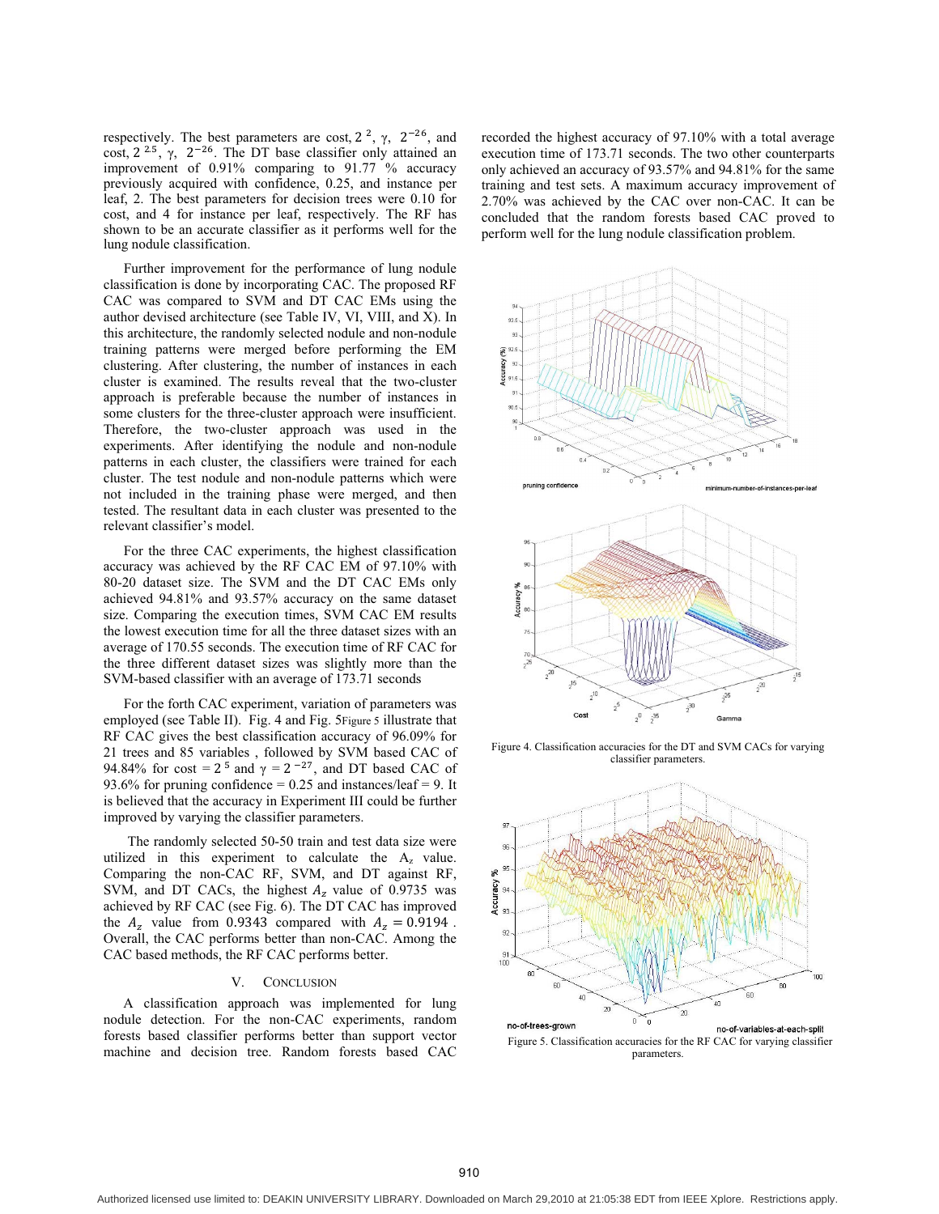respectively. The best parameters are cost, $2^{2}$, γ, $2^{-26}$, and cost, $2^{2.5}$, γ, $2^{-26}$. The DT base classifier only attained an improvement of 0.91% comparing to 91.77 % accuracy previously acquired with confidence, 0.25, and instance per leaf, 2. The best parameters for decision trees were 0.10 for cost, and 4 for instance per leaf, respectively. The RF has shown to be an accurate classifier as it performs well for the lung nodule classification.

Further improvement for the performance of lung nodule classification is done by incorporating CAC. The proposed RF CAC was compared to SVM and DT CAC EMs using the author devised architecture (see Table IV, VI, VIII, and X). In this architecture, the randomly selected nodule and non-nodule training patterns were merged before performing the EM clustering. After clustering, the number of instances in each cluster is examined. The results reveal that the two-cluster approach is preferable because the number of instances in some clusters for the three-cluster approach were insufficient. Therefore, the two-cluster approach was used in the experiments. After identifying the nodule and non-nodule patterns in each cluster, the classifiers were trained for each cluster. The test nodule and non-nodule patterns which were not included in the training phase were merged, and then tested. The resultant data in each cluster was presented to the relevant classifier's model.

For the three CAC experiments, the highest classification accuracy was achieved by the RF CAC EM of 97.10% with 80-20 dataset size. The SVM and the DT CAC EMs only achieved 94.81% and 93.57% accuracy on the same dataset size. Comparing the execution times, SVM CAC EM results the lowest execution time for all the three dataset sizes with an average of 170.55 seconds. The execution time of RF CAC for the three different dataset sizes was slightly more than the SVM-based classifier with an average of 173.71 seconds

For the forth CAC experiment, variation of parameters was employed (see Table II). Fig. 4 and Fig. 5 illustrate that RF CAC gives the best classification accuracy of 96.09% for 21 trees and 85 variables , followed by SVM based CAC of 94.84% for cost = $2^{5}$ and γ = $2^{-27}$, and DT based CAC of 93.6% for pruning confidence = 0.25 and instances/leaf = 9. It is believed that the accuracy in Experiment III could be further improved by varying the classifier parameters.

The randomly selected 50-50 train and test data size were utilized in this experiment to calculate the $A_z$ value. Comparing the non-CAC RF, SVM, and DT against RF, SVM, and DT CACs, the highest $A_z$ value of 0.9735 was achieved by RF CAC (see Fig. 6). The DT CAC has improved the $A_z$ value from 0.9343 compared with $A_z = 0.9194$ . Overall, the CAC performs better than non-CAC. Among the CAC based methods, the RF CAC performs better.

## V. CONCLUSION

A classification approach was implemented for lung nodule detection. For the non-CAC experiments, random forests based classifier performs better than support vector machine and decision tree. Random forests based CAC recorded the highest accuracy of 97.10% with a total average execution time of 173.71 seconds. The two other counterparts only achieved an accuracy of 93.57% and 94.81% for the same training and test sets. A maximum accuracy improvement of 2.70% was achieved by the CAC over non-CAC. It can be concluded that the random forests based CAC proved to perform well for the lung nodule classification problem.

Figure 4. Classification accuracies for the DT and SVM CACs for varying classifier parameters.

Figure 5. Classification accuracies for the RF CAC for varying classifier parameters.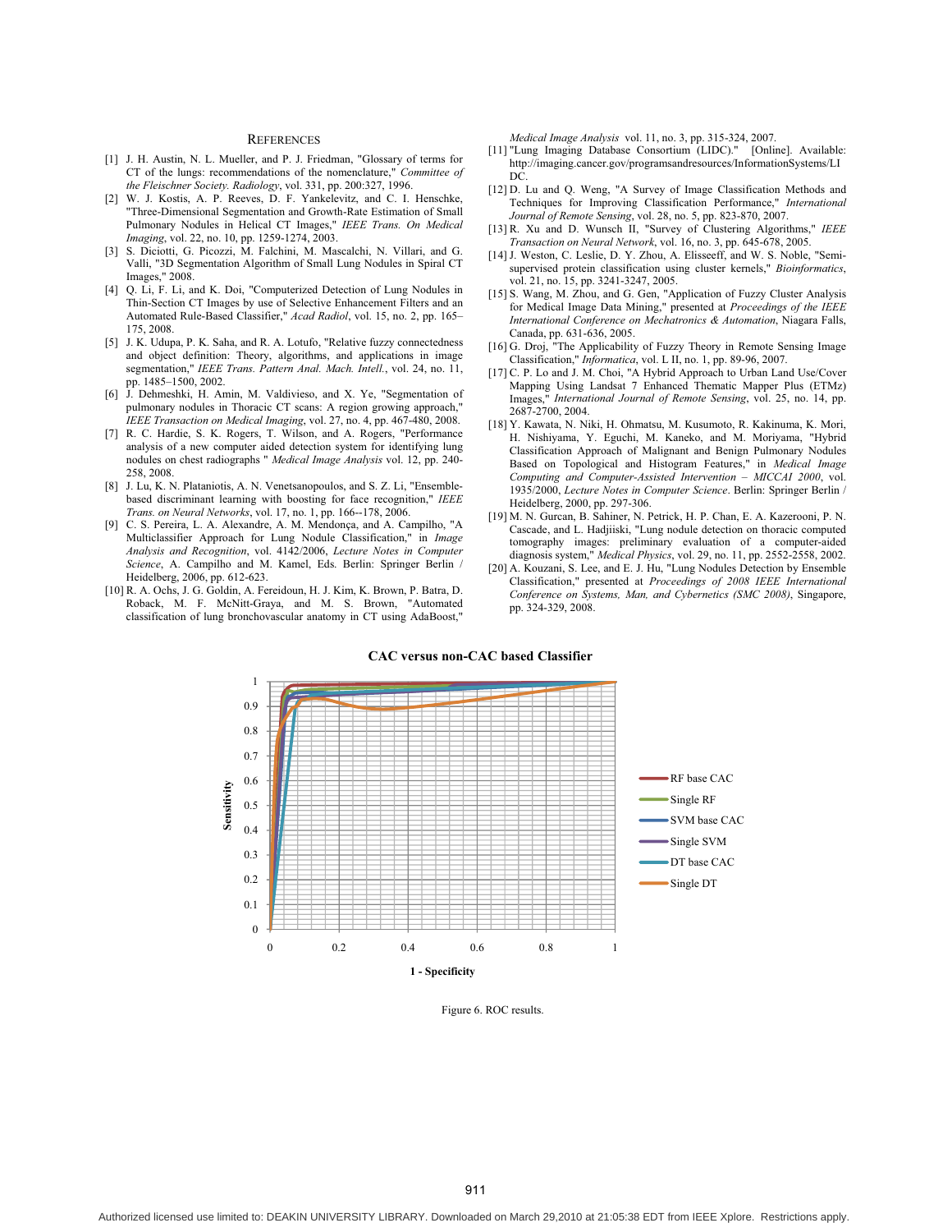## References

[1] J. H. Austin, N. L. Mueller, and P. J. Friedman, "Glossary of terms for CT of the lungs: recommendations of the nomenclature," *Committee of the Fleischner Society. Radiology*, vol. 331, pp. 200:327, 1996.

[2] W. J. Kostis, A. P. Reeves, D. F. Yankelevitz, and C. I. Henschke, "Three-Dimensional Segmentation and Growth-Rate Estimation of Small Pulmonary Nodules in Helical CT Images," *IEEE Trans. On Medical Imaging*, vol. 22, no. 10, pp. 1259-1274, 2003.

[3] S. Diciotti, G. Picozzi, M. Falchini, M. Mascalchi, N. Villari, and G. Valli, "3D Segmentation Algorithm of Small Lung Nodules in Spiral CT Images," 2008.

[4] Q. Li, F. Li, and K. Doi, "Computerized Detection of Lung Nodules in Thin-Section CT Images by use of Selective Enhancement Filters and an Automated Rule-Based Classifier," *Acad Radiol*, vol. 15, no. 2, pp. 165–175, 2008.

[5] J. K. Udupa, P. K. Saha, and R. A. Lotufo, "Relative fuzzy connectedness and object definition: Theory, algorithms, and applications in image segmentation," *IEEE Trans. Pattern Anal. Mach. Intell.*, vol. 24, no. 11, pp. 1485–1500, 2002.

[6] J. Dehmeshki, H. Amin, M. Valdivieso, and X. Ye, "Segmentation of pulmonary nodules in Thoracic CT scans: A region growing approach," *IEEE Transaction on Medical Imaging*, vol. 27, no. 4, pp. 467-480, 2008.

[7] R. C. Hardie, S. K. Rogers, T. Wilson, and A. Rogers, "Performance analysis of a new computer aided detection system for identifying lung nodules on chest radiographs " *Medical Image Analysis* vol. 12, pp. 240-258, 2008.

[8] J. Lu, K. N. Plataniotis, A. N. Venetsanopoulos, and S. Z. Li, "Ensemble-based discriminant learning with boosting for face recognition," *IEEE Trans. on Neural Networks*, vol. 17, no. 1, pp. 166--178, 2006.

[9] C. S. Pereira, L. A. Alexandre, A. M. Mendonça, and A. Campilho, "A Multiclassifier Approach for Lung Nodule Classification," in *Image Analysis and Recognition*, vol. 4142/2006, *Lecture Notes in Computer Science*, A. Campilho and M. Kamel, Eds. Berlin: Springer Berlin / Heidelberg, 2006, pp. 612-623.

[10] R. A. Ochs, J. G. Goldin, A. Fereidoun, H. J. Kim, K. Brown, P. Batra, D. Roback, M. F. McNitt-Graya, and M. S. Brown, "Automated classification of lung bronchovascular anatomy in CT using AdaBoost," *Medical Image Analysis* vol. 11, no. 3, pp. 315-324, 2007.

[11] "Lung Imaging Database Consortium (LIDC)." [Online]. Available: http://imaging.cancer.gov/programsandresources/InformationSystems/LIDC.

[12] D. Lu and Q. Weng, "A Survey of Image Classification Methods and Techniques for Improving Classification Performance," *International Journal of Remote Sensing*, vol. 28, no. 5, pp. 823-870, 2007.

[13] R. Xu and D. Wunsch II, "Survey of Clustering Algorithms," *IEEE Transaction on Neural Network*, vol. 16, no. 3, pp. 645-678, 2005.

[14] J. Weston, C. Leslie, D. Y. Zhou, A. Elisseeff, and W. S. Noble, "Semi-supervised protein classification using cluster kernels," *Bioinformatics*, vol. 21, no. 15, pp. 3241-3247, 2005.

[15] S. Wang, M. Zhou, and G. Gen, "Application of Fuzzy Cluster Analysis for Medical Image Data Mining," presented at *Proceedings of the IEEE International Conference on Mechatronics & Automation*, Niagara Falls, Canada, pp. 631-636, 2005.

[16] G. Droj, "The Applicability of Fuzzy Theory in Remote Sensing Image Classification," *Informatica*, vol. L II, no. 1, pp. 89-96, 2007.

[17] C. P. Lo and J. M. Choi, "A Hybrid Approach to Urban Land Use/Cover Mapping Using Landsat 7 Enhanced Thematic Mapper Plus (ETMz) Images," *International Journal of Remote Sensing*, vol. 25, no. 14, pp. 2687-2700, 2004.

[18] Y. Kawata, N. Niki, H. Ohmatsu, M. Kusumoto, R. Kakinuma, K. Mori, H. Nishiyama, Y. Eguchi, M. Kaneko, and M. Moriyama, "Hybrid Classification Approach of Malignant and Benign Pulmonary Nodules Based on Topological and Histogram Features," in *Medical Image Computing and Computer-Assisted Intervention – MICCAI 2000*, vol. 1935/2000, *Lecture Notes in Computer Science*. Berlin: Springer Berlin / Heidelberg, 2000, pp. 297-306.

[19] M. N. Gurcan, B. Sahiner, N. Petrick, H. P. Chan, E. A. Kazerooni, P. N. Cascade, and L. Hadjiiski, "Lung nodule detection on thoracic computed tomography images: preliminary evaluation of a computer-aided diagnosis system," *Medical Physics*, vol. 29, no. 11, pp. 2552-2558, 2002.

[20] A. Kouzani, S. Lee, and E. J. Hu, "Lung Nodules Detection by Ensemble Classification," presented at *Proceedings of 2008 IEEE International Conference on Systems, Man, and Cybernetics (SMC 2008)*, Singapore, pp. 324-329, 2008.

**CAC versus non-CAC based Classifier**

Sensitivity

1 - Specificity

0, 0.1, 0.2, 0.3, 0.4, 0.5, 0.6, 0.7, 0.8, 0.9, 1

0, 0.2, 0.4, 0.6, 0.8, 1

RF base CAC
Single RF
SVM base CAC
Single SVM
DT base CAC
Single DT

Figure 6. ROC results.